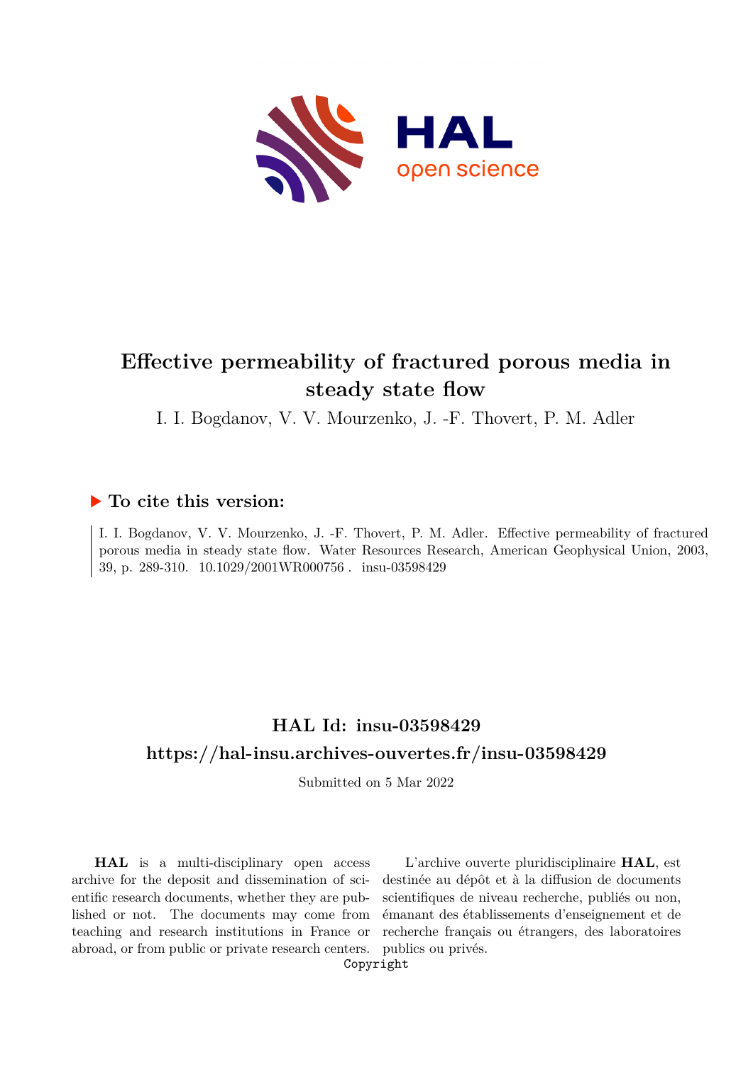# Effective permeability of fractured porous media in steady state flow

I. I. Bogdanov, V. V. Mourzenko, J. -F. Thovert, P. M. Adler

## ▶ To cite this version:

I. I. Bogdanov, V. V. Mourzenko, J. -F. Thovert, P. M. Adler. Effective permeability of fractured porous media in steady state flow. Water Resources Research, American Geophysical Union, 2003, 39, p. 289-310. 10.1029/2001WR000756. insu-03598429

## HAL Id: insu-03598429

## https://hal-insu.archives-ouvertes.fr/insu-03598429

Submitted on 5 Mar 2022

**HAL** is a multi-disciplinary open access archive for the deposit and dissemination of scientific research documents, whether they are published or not. The documents may come from teaching and research institutions in France or abroad, or from public or private research centers.

L'archive ouverte pluridisciplinaire **HAL**, est destinée au dépôt et à la diffusion de documents scientifiques de niveau recherche, publiés ou non, émanant des établissements d'enseignement et de recherche français ou étrangers, des laboratoires publics ou privés.

Copyright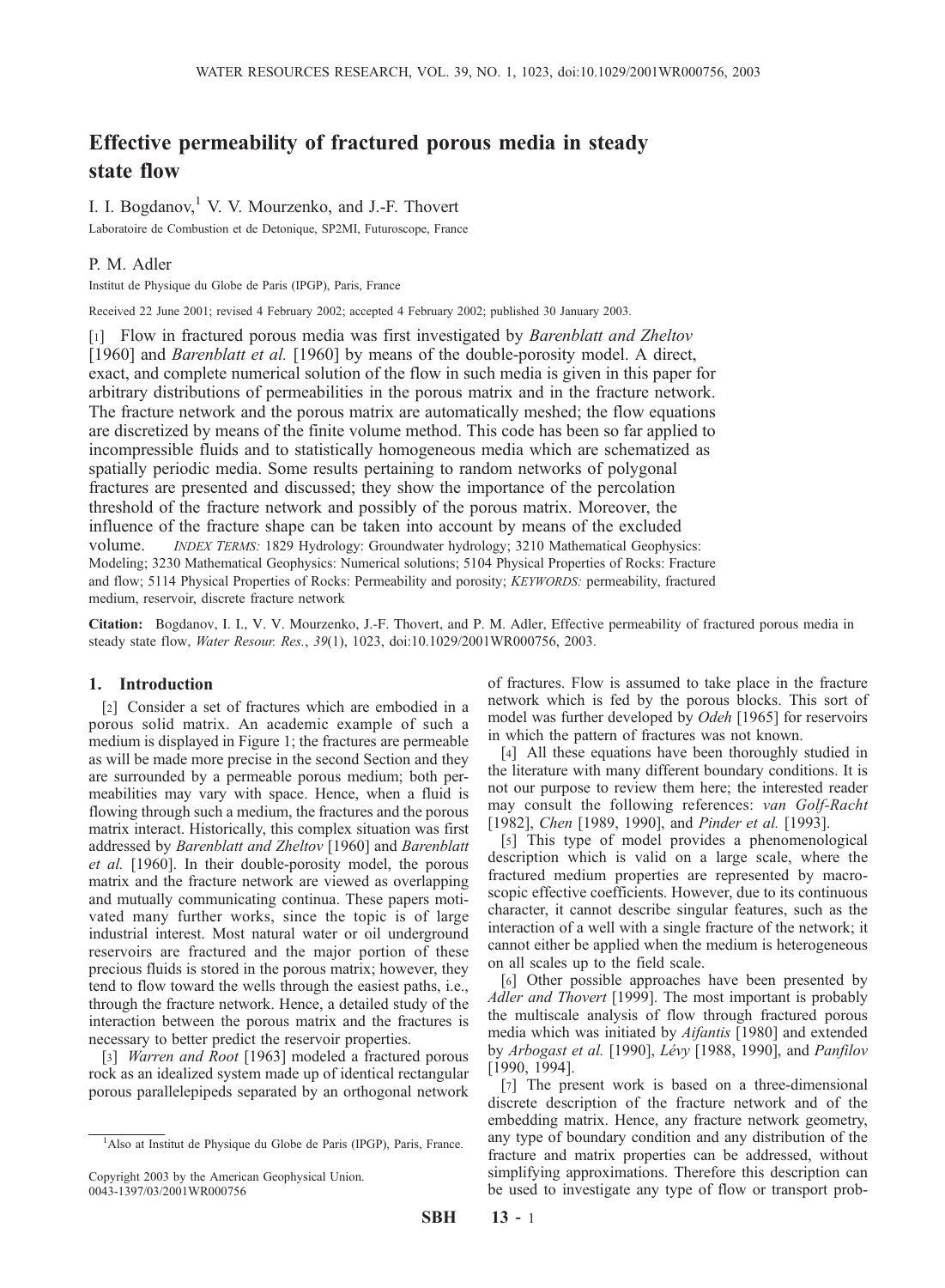# Effective permeability of fractured porous media in steady state flow

I. I. Bogdanov,[1] V. V. Mourzenko, and J.-F. Thovert

Laboratoire de Combustion et de Detonique, SP2MI, Futuroscope, France

P. M. Adler

Institut de Physique du Globe de Paris (IPGP), Paris, France

Received 22 June 2001; revised 4 February 2002; accepted 4 February 2002; published 30 January 2003.

[1] Flow in fractured porous media was first investigated by *Barenblatt and Zheltov* [1960] and *Barenblatt et al.* [1960] by means of the double-porosity model. A direct, exact, and complete numerical solution of the flow in such media is given in this paper for arbitrary distributions of permeabilities in the porous matrix and in the fracture network. The fracture network and the porous matrix are automatically meshed; the flow equations are discretized by means of the finite volume method. This code has been so far applied to incompressible fluids and to statistically homogeneous media which are schematized as spatially periodic media. Some results pertaining to random networks of polygonal fractures are presented and discussed; they show the importance of the percolation threshold of the fracture network and possibly of the porous matrix. Moreover, the influence of the fracture shape can be taken into account by means of the excluded volume. *INDEX TERMS:* 1829 Hydrology: Groundwater hydrology; 3210 Mathematical Geophysics: Modeling; 3230 Mathematical Geophysics: Numerical solutions; 5104 Physical Properties of Rocks: Fracture and flow; 5114 Physical Properties of Rocks: Permeability and porosity; *KEYWORDS:* permeability, fractured medium, reservoir, discrete fracture network

**Citation:** Bogdanov, I. I., V. V. Mourzenko, J.-F. Thovert, and P. M. Adler, Effective permeability of fractured porous media in steady state flow, *Water Resour. Res.*, *39*(1), 1023, doi:10.1029/2001WR000756, 2003.

## 1. Introduction

[2] Consider a set of fractures which are embodied in a porous solid matrix. An academic example of such a medium is displayed in Figure 1; the fractures are permeable as will be made more precise in the second Section and they are surrounded by a permeable porous medium; both permeabilities may vary with space. Hence, when a fluid is flowing through such a medium, the fractures and the porous matrix interact. Historically, this complex situation was first addressed by *Barenblatt and Zheltov* [1960] and *Barenblatt et al.* [1960]. In their double-porosity model, the porous matrix and the fracture network are viewed as overlapping and mutually communicating continua. These papers motivated many further works, since the topic is of large industrial interest. Most natural water or oil underground reservoirs are fractured and the major portion of these precious fluids is stored in the porous matrix; however, they tend to flow toward the wells through the easiest paths, i.e., through the fracture network. Hence, a detailed study of the interaction between the porous matrix and the fractures is necessary to better predict the reservoir properties.

[3] *Warren and Root* [1963] modeled a fractured porous rock as an idealized system made up of identical rectangular porous parallelepipeds separated by an orthogonal network of fractures. Flow is assumed to take place in the fracture network which is fed by the porous blocks. This sort of model was further developed by *Odeh* [1965] for reservoirs in which the pattern of fractures was not known.

[4] All these equations have been thoroughly studied in the literature with many different boundary conditions. It is not our purpose to review them here; the interested reader may consult the following references: *van Golf-Racht* [1982], *Chen* [1989, 1990], and *Pinder et al.* [1993].

[5] This type of model provides a phenomenological description which is valid on a large scale, where the fractured medium properties are represented by macroscopic effective coefficients. However, due to its continuous character, it cannot describe singular features, such as the interaction of a well with a single fracture of the network; it cannot either be applied when the medium is heterogeneous on all scales up to the field scale.

[6] Other possible approaches have been presented by *Adler and Thovert* [1999]. The most important is probably the multiscale analysis of flow through fractured porous media which was initiated by *Aifantis* [1980] and extended by *Arbogast et al.* [1990], *Lévy* [1988, 1990], and *Panfilov* [1990, 1994].

[7] The present work is based on a three-dimensional discrete description of the fracture network and of the embedding matrix. Hence, any fracture network geometry, any type of boundary condition and any distribution of the fracture and matrix properties can be addressed, without simplifying approximations. Therefore this description can be used to investigate any type of flow or transport prob-

---

[1]Also at Institut de Physique du Globe de Paris (IPGP), Paris, France.

Copyright 2003 by the American Geophysical Union.
0043-1397/03/2001WR000756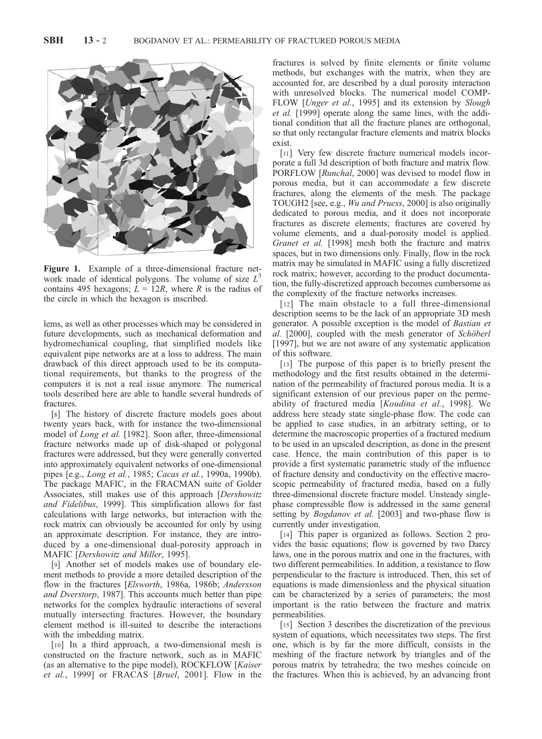**Figure 1.** Example of a three-dimensional fracture network made of identical polygons. The volume of size $L^3$ contains 495 hexagons; $L = 12R$, where $R$ is the radius of the circle in which the hexagon is inscribed.

lems, as well as other processes which may be considered in future developments, such as mechanical deformation and hydromechanical coupling, that simplified models like equivalent pipe networks are at a loss to address. The main drawback of this direct approach used to be its computational requirements, but thanks to the progress of the computers it is not a real issue anymore. The numerical tools described here are able to handle several hundreds of fractures.

[8] The history of discrete fracture models goes about twenty years back, with for instance the two-dimensional model of *Long et al.* [1982]. Soon after, three-dimensional fracture networks made up of disk-shaped or polygonal fractures were addressed, but they were generally converted into approximately equivalent networks of one-dimensional pipes [e.g., *Long et al.*, 1985; *Cacas et al.*, 1990a, 1990b). The package MAFIC, in the FRACMAN suite of Golder Associates, still makes use of this approach [*Dershowitz and Fidelibus*, 1999]. This simplification allows for fast calculations with large networks, but interaction with the rock matrix can obviously be accounted for only by using an approximate description. For instance, they are introduced by a one-dimensional dual-porosity approach in MAFIC [*Dershowitz and Miller*, 1995].

[9] Another set of models makes use of boundary element methods to provide a more detailed description of the flow in the fractures [*Elsworth*, 1986a, 1986b; *Andersson and Dverstorp*, 1987]. This accounts much better than pipe networks for the complex hydraulic interactions of several mutually intersecting fractures. However, the boundary element method is ill-suited to describe the interactions with the imbedding matrix.

[10] In a third approach, a two-dimensional mesh is constructed on the fracture network, such as in MAFIC (as an alternative to the pipe model), ROCKFLOW [*Kaiser et al.*, 1999] or FRACAS [*Bruel*, 2001]. Flow in the fractures is solved by finite elements or finite volume methods, but exchanges with the matrix, when they are accounted for, are described by a dual porosity interaction with unresolved blocks. The numerical model COMPFLOW [*Unger et al.*, 1995] and its extension by *Slough et al.* [1999] operate along the same lines, with the additional condition that all the fracture planes are orthogonal, so that only rectangular fracture elements and matrix blocks exist.

[11] Very few discrete fracture numerical models incorporate a full 3d description of both fracture and matrix flow. PORFLOW [*Runchal*, 2000] was devised to model flow in porous media, but it can accommodate a few discrete fractures, along the elements of the mesh. The package TOUGH2 [see, e.g., *Wu and Pruess*, 2000] is also originally dedicated to porous media, and it does not incorporate fractures as discrete elements; fractures are covered by volume elements, and a dual-porosity model is applied. *Granet et al.* [1998] mesh both the fracture and matrix spaces, but in two dimensions only. Finally, flow in the rock matrix may be simulated in MAFIC using a fully discretized rock matrix; however, according to the product documentation, the fully-discretized approach becomes cumbersome as the complexity of the fracture networks increases.

[12] The main obstacle to a full three-dimensional description seems to be the lack of an appropriate 3D mesh generator. A possible exception is the model of *Bastian et al.* [2000], coupled with the mesh generator of *Schöberl* [1997], but we are not aware of any systematic application of this software.

[13] The purpose of this paper is to briefly present the methodology and the first results obtained in the determination of the permeability of fractured porous media. It is a significant extension of our previous paper on the permeability of fractured media [*Koudina et al.*, 1998]. We address here steady state single-phase flow. The code can be applied to case studies, in an arbitrary setting, or to determine the macroscopic properties of a fractured medium to be used in an upscaled description, as done in the present case. Hence, the main contribution of this paper is to provide a first systematic parametric study of the influence of fracture density and conductivity on the effective macroscopic permeability of fractured media, based on a fully three-dimensional discrete fracture model. Unsteady single-phase compressible flow is addressed in the same general setting by *Bogdanov et al.* [2003] and two-phase flow is currently under investigation.

[14] This paper is organized as follows. Section 2 provides the basic equations; flow is governed by two Darcy laws, one in the porous matrix and one in the fractures, with two different permeabilities. In addition, a resistance to flow perpendicular to the fracture is introduced. Then, this set of equations is made dimensionless and the physical situation can be characterized by a series of parameters; the most important is the ratio between the fracture and matrix permeabilities.

[15] Section 3 describes the discretization of the previous system of equations, which necessitates two steps. The first one, which is by far the more difficult, consists in the meshing of the fracture network by triangles and of the porous matrix by tetrahedra; the two meshes coincide on the fractures. When this is achieved, by an advancing front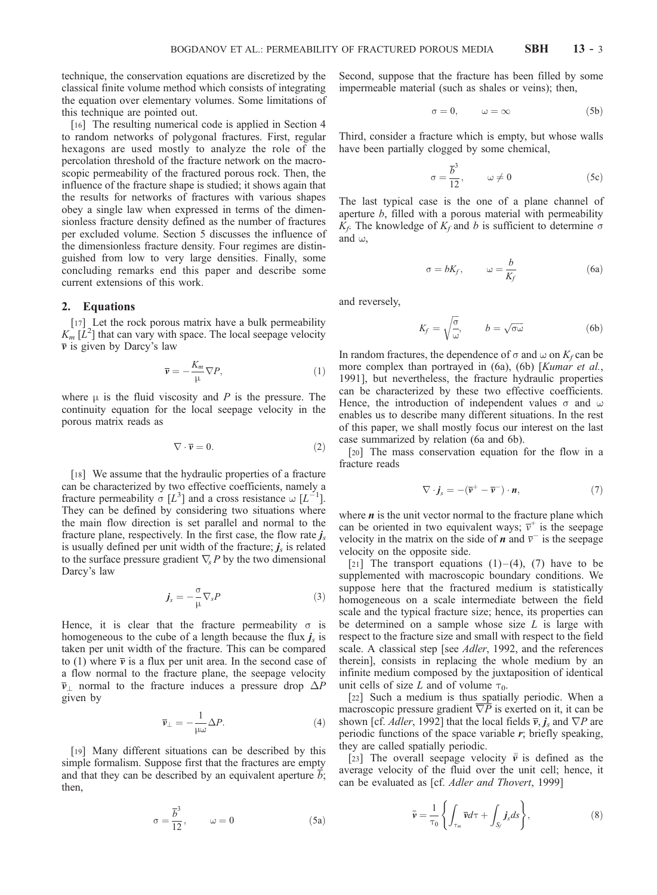technique, the conservation equations are discretized by the classical finite volume method which consists of integrating the equation over elementary volumes. Some limitations of this technique are pointed out.

[16] The resulting numerical code is applied in Section 4 to random networks of polygonal fractures. First, regular hexagons are used mostly to analyze the role of the percolation threshold of the fracture network on the macroscopic permeability of the fractured porous rock. Then, the influence of the fracture shape is studied; it shows again that the results for networks of fractures with various shapes obey a single law when expressed in terms of the dimensionless fracture density defined as the number of fractures per excluded volume. Section 5 discusses the influence of the dimensionless fracture density. Four regimes are distinguished from low to very large densities. Finally, some concluding remarks end this paper and describe some current extensions of this work.

## 2. Equations

[17] Let the rock porous matrix have a bulk permeability $K_m$ $[L^2]$ that can vary with space. The local seepage velocity $\overline{\boldsymbol{v}}$ is given by Darcy's law

$$\overline{\boldsymbol{v}} = -\frac{K_m}{\mu}\nabla P, \tag{1}$$

where $\mu$ is the fluid viscosity and $P$ is the pressure. The continuity equation for the local seepage velocity in the porous matrix reads as

$$\nabla \cdot \overline{\boldsymbol{v}} = 0. \tag{2}$$

[18] We assume that the hydraulic properties of a fracture can be characterized by two effective coefficients, namely a fracture permeability $\sigma$ $[L^3]$ and a cross resistance $\omega$ $[L^{-1}]$. They can be defined by considering two situations where the main flow direction is set parallel and normal to the fracture plane, respectively. In the first case, the flow rate $\boldsymbol{j}_s$ is usually defined per unit width of the fracture; $\boldsymbol{j}_s$ is related to the surface pressure gradient $\nabla_s P$ by the two dimensional Darcy's law

$$\boldsymbol{j}_s = -\frac{\sigma}{\mu}\nabla_s P \tag{3}$$

Hence, it is clear that the fracture permeability $\sigma$ is homogeneous to the cube of a length because the flux $\boldsymbol{j}_s$ is taken per unit width of the fracture. This can be compared to (1) where $\overline{\boldsymbol{v}}$ is a flux per unit area. In the second case of a flow normal to the fracture plane, the seepage velocity $\overline{\boldsymbol{v}}_\perp$ normal to the fracture induces a pressure drop $\Delta P$ given by

$$\overline{\boldsymbol{v}}_\perp = -\frac{1}{\mu\omega}\Delta P. \tag{4}$$

[19] Many different situations can be described by this simple formalism. Suppose first that the fractures are empty and that they can be described by an equivalent aperture $\overline{b}$; then,

$$\sigma = \frac{\overline{b}^3}{12}, \qquad \omega = 0 \tag{5a}$$

Second, suppose that the fracture has been filled by some impermeable material (such as shales or veins); then,

$$\sigma = 0, \qquad \omega = \infty \tag{5b}$$

Third, consider a fracture which is empty, but whose walls have been partially clogged by some chemical,

$$\sigma = \frac{\overline{b}^3}{12}, \qquad \omega \neq 0 \tag{5c}$$

The last typical case is the one of a plane channel of aperture $b$, filled with a porous material with permeability $K_f$. The knowledge of $K_f$ and $b$ is sufficient to determine $\sigma$ and $\omega$,

$$\sigma = bK_f, \qquad \omega = \frac{b}{K_f} \tag{6a}$$

and reversely,

$$K_f = \sqrt{\frac{\sigma}{\omega}}, \qquad b = \sqrt{\sigma\omega} \tag{6b}$$

In random fractures, the dependence of $\sigma$ and $\omega$ on $K_f$ can be more complex than portrayed in (6a), (6b) [*Kumar et al.*, 1991], but nevertheless, the fracture hydraulic properties can be characterized by these two effective coefficients. Hence, the introduction of independent values $\sigma$ and $\omega$ enables us to describe many different situations. In the rest of this paper, we shall mostly focus our interest on the last case summarized by relation (6a and 6b).

[20] The mass conservation equation for the flow in a fracture reads

$$\nabla \cdot \boldsymbol{j}_s = -(\overline{\boldsymbol{v}}^+ - \overline{\boldsymbol{v}}^-) \cdot \boldsymbol{n}, \tag{7}$$

where $\boldsymbol{n}$ is the unit vector normal to the fracture plane which can be oriented in two equivalent ways; $\overline{v}^+$ is the seepage velocity in the matrix on the side of $\boldsymbol{n}$ and $\overline{v}^-$ is the seepage velocity on the opposite side.

[21] The transport equations (1)–(4), (7) have to be supplemented with macroscopic boundary conditions. We suppose here that the fractured medium is statistically homogeneous on a scale intermediate between the field scale and the typical fracture size; hence, its properties can be determined on a sample whose size $L$ is large with respect to the fracture size and small with respect to the field scale. A classical step [see *Adler*, 1992, and the references therein], consists in replacing the whole medium by an infinite medium composed by the juxtaposition of identical unit cells of size $L$ and of volume $\tau_0$.

[22] Such a medium is thus spatially periodic. When a macroscopic pressure gradient $\overline{\nabla P}$ is exerted on it, it can be shown [cf. *Adler*, 1992] that the local fields $\overline{\boldsymbol{v}}$, $\boldsymbol{j}_s$ and $\nabla P$ are periodic functions of the space variable $\boldsymbol{r}$; briefly speaking, they are called spatially periodic.

[23] The overall seepage velocity $\overline{\overline{\boldsymbol{v}}}$ is defined as the average velocity of the fluid over the unit cell; hence, it can be evaluated as [cf. *Adler and Thovert*, 1999]

$$\overline{\overline{\boldsymbol{v}}} = \frac{1}{\tau_0}\left\{\int_{\tau_m} \overline{\boldsymbol{v}} d\tau + \int_{S_f} \boldsymbol{j}_s ds\right\}, \tag{8}$$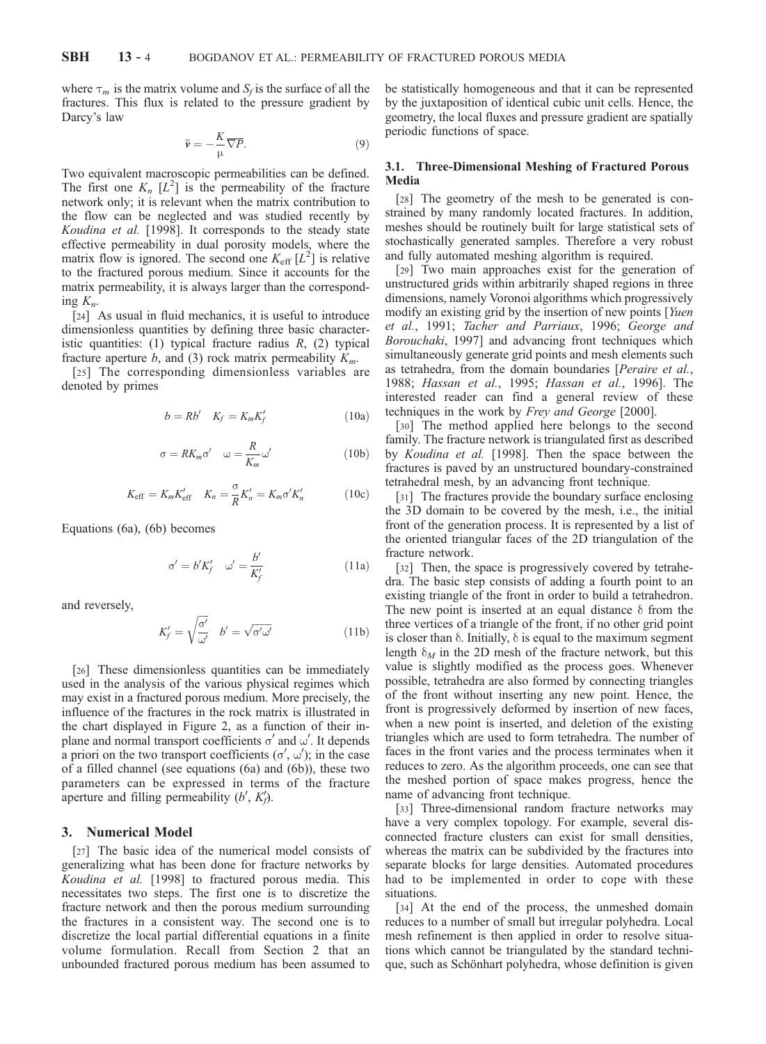where $\tau_m$ is the matrix volume and $S_f$ is the surface of all the fractures. This flux is related to the pressure gradient by Darcy's law

$$\bar{\mathbf{v}} = -\frac{K}{\mu}\overline{\nabla P}. \tag{9}$$

Two equivalent macroscopic permeabilities can be defined. The first one $K_n$ $[L^2]$ is the permeability of the fracture network only; it is relevant when the matrix contribution to the flow can be neglected and was studied recently by *Koudina et al.* [1998]. It corresponds to the steady state effective permeability in dual porosity models, where the matrix flow is ignored. The second one $K_{\text{eff}}$ $[L^2]$ is relative to the fractured porous medium. Since it accounts for the matrix permeability, it is always larger than the corresponding $K_n$.

[24] As usual in fluid mechanics, it is useful to introduce dimensionless quantities by defining three basic characteristic quantities: (1) typical fracture radius $R$, (2) typical fracture aperture $b$, and (3) rock matrix permeability $K_m$.

[25] The corresponding dimensionless variables are denoted by primes

$$b = Rb' \quad K_f = K_m K_f' \tag{10a}$$

$$\sigma = RK_m\sigma' \quad \omega = \frac{R}{K_m}\omega' \tag{10b}$$

$$K_{\text{eff}} = K_m K_{\text{eff}}' \quad K_n = \frac{\sigma}{R}K_n' = K_m\sigma' K_n' \tag{10c}$$

Equations (6a), (6b) becomes

$$\sigma' = b'K_f' \quad \omega' = \frac{b'}{K_f'} \tag{11a}$$

and reversely,

$$K_f' = \sqrt{\frac{\sigma'}{\omega'}} \quad b' = \sqrt{\sigma'\omega'} \tag{11b}$$

[26] These dimensionless quantities can be immediately used in the analysis of the various physical regimes which may exist in a fractured porous medium. More precisely, the influence of the fractures in the rock matrix is illustrated in the chart displayed in Figure 2, as a function of their in-plane and normal transport coefficients $\sigma'$ and $\omega'$. It depends a priori on the two transport coefficients ($\sigma'$, $\omega'$); in the case of a filled channel (see equations (6a) and (6b)), these two parameters can be expressed in terms of the fracture aperture and filling permeability ($b'$, $K_f'$).

## 3. Numerical Model

[27] The basic idea of the numerical model consists of generalizing what has been done for fracture networks by *Koudina et al.* [1998] to fractured porous media. This necessitates two steps. The first one is to discretize the fracture network and then the porous medium surrounding the fractures in a consistent way. The second one is to discretize the local partial differential equations in a finite volume formulation. Recall from Section 2 that an unbounded fractured porous medium has been assumed to be statistically homogeneous and that it can be represented by the juxtaposition of identical cubic unit cells. Hence, the geometry, the local fluxes and pressure gradient are spatially periodic functions of space.

### 3.1. Three-Dimensional Meshing of Fractured Porous Media

[28] The geometry of the mesh to be generated is constrained by many randomly located fractures. In addition, meshes should be routinely built for large statistical sets of stochastically generated samples. Therefore a very robust and fully automated meshing algorithm is required.

[29] Two main approaches exist for the generation of unstructured grids within arbitrarily shaped regions in three dimensions, namely Voronoi algorithms which progressively modify an existing grid by the insertion of new points [*Yuen et al.*, 1991; *Tacher and Parriaux*, 1996; *George and Borouchaki*, 1997] and advancing front techniques which simultaneously generate grid points and mesh elements such as tetrahedra, from the domain boundaries [*Peraire et al.*, 1988; *Hassan et al.*, 1995; *Hassan et al.*, 1996]. The interested reader can find a general review of these techniques in the work by *Frey and George* [2000].

[30] The method applied here belongs to the second family. The fracture network is triangulated first as described by *Koudina et al.* [1998]. Then the space between the fractures is paved by an unstructured boundary-constrained tetrahedral mesh, by an advancing front technique.

[31] The fractures provide the boundary surface enclosing the 3D domain to be covered by the mesh, i.e., the initial front of the generation process. It is represented by a list of the oriented triangular faces of the 2D triangulation of the fracture network.

[32] Then, the space is progressively covered by tetrahedra. The basic step consists of adding a fourth point to an existing triangle of the front in order to build a tetrahedron. The new point is inserted at an equal distance $\delta$ from the three vertices of a triangle of the front, if no other grid point is closer than $\delta$. Initially, $\delta$ is equal to the maximum segment length $\delta_M$ in the 2D mesh of the fracture network, but this value is slightly modified as the process goes. Whenever possible, tetrahedra are also formed by connecting triangles of the front without inserting any new point. Hence, the front is progressively deformed by insertion of new faces, when a new point is inserted, and deletion of the existing triangles which are used to form tetrahedra. The number of faces in the front varies and the process terminates when it reduces to zero. As the algorithm proceeds, one can see that the meshed portion of space makes progress, hence the name of advancing front technique.

[33] Three-dimensional random fracture networks may have a very complex topology. For example, several disconnected fracture clusters can exist for small densities, whereas the matrix can be subdivided by the fractures into separate blocks for large densities. Automated procedures had to be implemented in order to cope with these situations.

[34] At the end of the process, the unmeshed domain reduces to a number of small but irregular polyhedra. Local mesh refinement is then applied in order to resolve situations which cannot be triangulated by the standard technique, such as Schönhart polyhedra, whose definition is given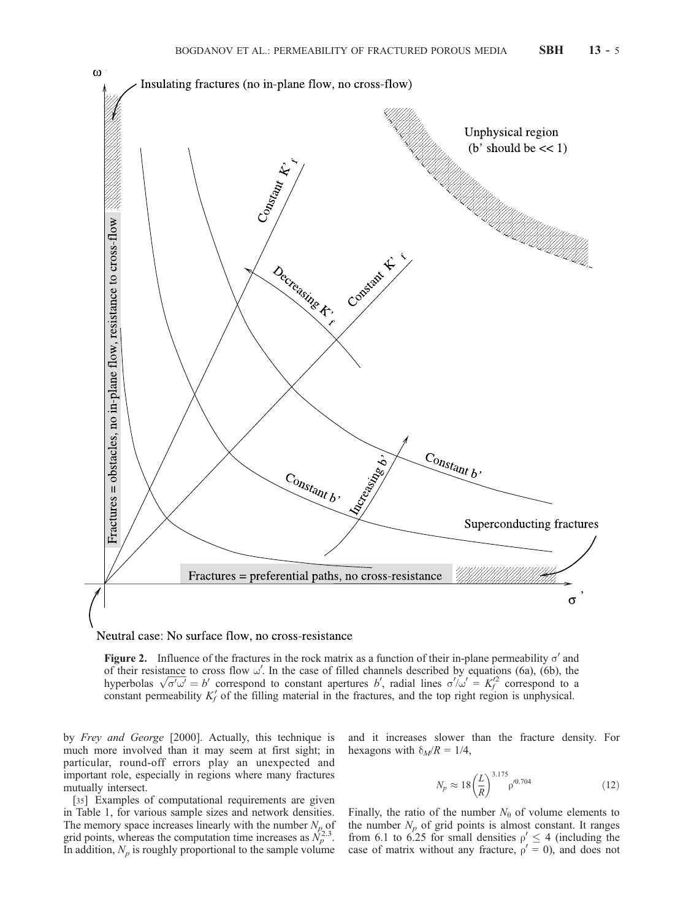**Figure 2.** Influence of the fractures in the rock matrix as a function of their in-plane permeability $\sigma'$ and of their resistance to cross flow $\omega'$. In the case of filled channels described by equations (6a), (6b), the hyperbolas $\sqrt{\sigma'\omega'} = b'$ correspond to constant apertures $b'$, radial lines $\sigma'/\omega' = K_f'^2$ correspond to a constant permeability $K_f'$ of the filling material in the fractures, and the top right region is unphysical.

by *Frey and George* [2000]. Actually, this technique is much more involved than it may seem at first sight; in particular, round-off errors play an unexpected and important role, especially in regions where many fractures mutually intersect.

[35] Examples of computational requirements are given in Table 1, for various sample sizes and network densities. The memory space increases linearly with the number $N_p$ of grid points, whereas the computation time increases as $N_p^{2.3}$. In addition, $N_p$ is roughly proportional to the sample volume and it increases slower than the fracture density. For hexagons with $\delta_M/R = 1/4$,

$$N_p \approx 18\left(\frac{L}{R}\right)^{3.175} \rho'^{0.704} \tag{12}$$

Finally, the ratio of the number $N_\theta$ of volume elements to the number $N_p$ of grid points is almost constant. It ranges from 6.1 to 6.25 for small densities $\rho' \leq 4$ (including the case of matrix without any fracture, $\rho' = 0$), and does not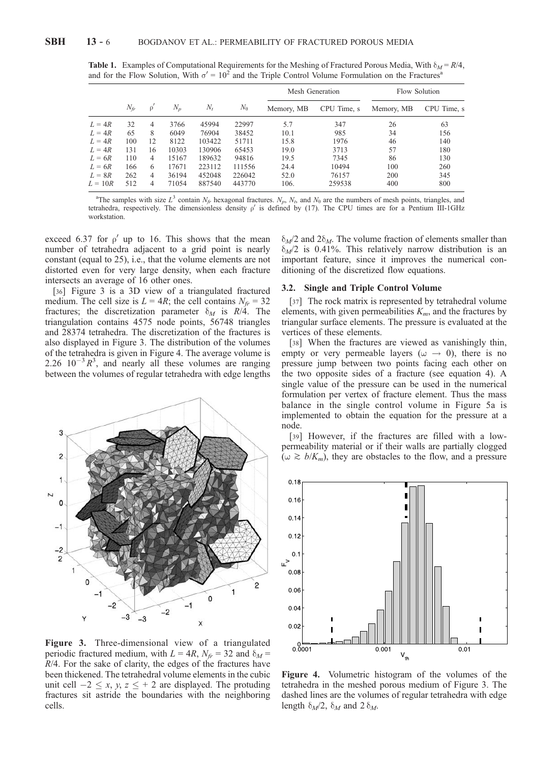**Table 1.** Examples of Computational Requirements for the Meshing of Fractured Porous Media, With $\delta_M = R/4$, and for the Flow Solution, With $\sigma' = 10^2$ and the Triple Control Volume Formulation on the Fractures[a]

| | $N_{fr}$ | $\rho'$ | $N_p$ | $N_t$ | $N_\theta$ | Mesh Generation | | Flow Solution | |
|---|---|---|---|---|---|---|---|---|---|
| | | | | | | Memory, MB | CPU Time, s | Memory, MB | CPU Time, s |
| $L = 4R$ | 32 | 4 | 3766 | 45994 | 22997 | 5.7 | 347 | 26 | 63 |
| $L = 4R$ | 65 | 8 | 6049 | 76904 | 38452 | 10.1 | 985 | 34 | 156 |
| $L = 4R$ | 100 | 12 | 8122 | 103422 | 51711 | 15.8 | 1976 | 46 | 140 |
| $L = 4R$ | 131 | 16 | 10303 | 130906 | 65453 | 19.0 | 3713 | 57 | 180 |
| $L = 6R$ | 110 | 4 | 15167 | 189632 | 94816 | 19.5 | 7345 | 86 | 130 |
| $L = 6R$ | 166 | 6 | 17671 | 223112 | 111556 | 24.4 | 10494 | 100 | 260 |
| $L = 8R$ | 262 | 4 | 36194 | 452048 | 226042 | 52.0 | 76157 | 200 | 345 |
| $L = 10R$ | 512 | 4 | 71054 | 887540 | 443770 | 106. | 259538 | 400 | 800 |

[a]The samples with size $L^3$ contain $N_{fr}$ hexagonal fractures. $N_p$, $N_t$, and $N_\theta$ are the numbers of mesh points, triangles, and tetrahedra, respectively. The dimensionless density $\rho'$ is defined by (17). The CPU times are for a Pentium III-1GHz workstation.

exceed 6.37 for $\rho'$ up to 16. This shows that the mean number of tetrahedra adjacent to a grid point is nearly constant (equal to 25), i.e., that the volume elements are not distorted even for very large density, when each fracture intersects an average of 16 other ones.

[36] Figure 3 is a 3D view of a triangulated fractured medium. The cell size is $L = 4R$; the cell contains $N_{fr} = 32$ fractures; the discretization parameter $\delta_M$ is $R/4$. The triangulation contains 4575 node points, 56748 triangles and 28374 tetrahedra. The discretization of the fractures is also displayed in Figure 3. The distribution of the volumes of the tetrahedra is given in Figure 4. The average volume is $2.26\ 10^{-3} R^3$, and nearly all these volumes are ranging between the volumes of regular tetrahedra with edge lengths $\delta_M/2$ and $2\delta_M$. The volume fraction of elements smaller than $\delta_M/2$ is 0.41%. This relatively narrow distribution is an important feature, since it improves the numerical conditioning of the discretized flow equations.

**Figure 3.** Three-dimensional view of a triangulated periodic fractured medium, with $L = 4R$, $N_{fr} = 32$ and $\delta_M = R/4$. For the sake of clarity, the edges of the fractures have been thickened. The tetrahedral volume elements in the cubic unit cell $-2 \le x, y, z \le +2$ are displayed. The protuding fractures sit astride the boundaries with the neighboring cells.

### 3.2. Single and Triple Control Volume

[37] The rock matrix is represented by tetrahedral volume elements, with given permeabilities $K_m$, and the fractures by triangular surface elements. The pressure is evaluated at the vertices of these elements.

[38] When the fractures are viewed as vanishingly thin, empty or very permeable layers ($\omega \to 0$), there is no pressure jump between two points facing each other on the two opposite sides of a fracture (see equation 4). A single value of the pressure can be used in the numerical formulation per vertex of fracture element. Thus the mass balance in the single control volume in Figure 5a is implemented to obtain the equation for the pressure at a node.

[39] However, if the fractures are filled with a low-permeability material or if their walls are partially clogged ($\omega \gtrsim b/K_m$), they are obstacles to the flow, and a pressure

**Figure 4.** Volumetric histogram of the volumes of the tetrahedra in the meshed porous medium of Figure 3. The dashed lines are the volumes of regular tetrahedra with edge length $\delta_M/2$, $\delta_M$ and $2\,\delta_M$.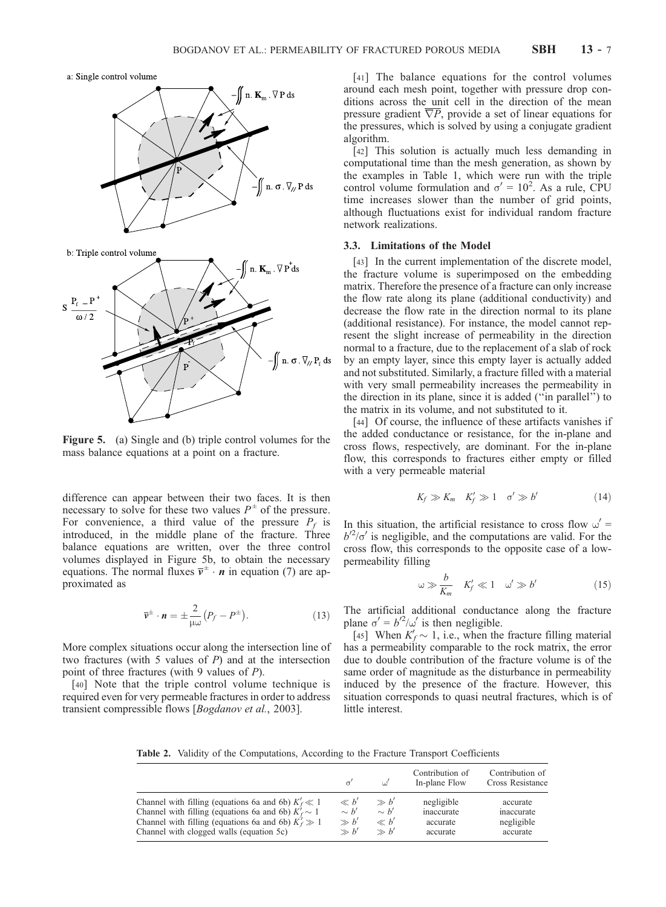Figure 5. (a) Single and (b) triple control volumes for the mass balance equations at a point on a fracture.

difference can appear between their two faces. It is then necessary to solve for these two values $P^{\pm}$ of the pressure. For convenience, a third value of the pressure $P_f$ is introduced, in the middle plane of the fracture. Three balance equations are written, over the three control volumes displayed in Figure 5b, to obtain the necessary equations. The normal fluxes $\overline{\mathbf{v}}^{\pm} \cdot \mathbf{n}$ in equation (7) are approximated as

$$\overline{\mathbf{v}}^{\pm} \cdot \mathbf{n} = \pm \frac{2}{\mu\omega}\left(P_f - P^{\pm}\right). \tag{13}$$

More complex situations occur along the intersection line of two fractures (with 5 values of $P$) and at the intersection point of three fractures (with 9 values of $P$).

[40] Note that the triple control volume technique is required even for very permeable fractures in order to address transient compressible flows [*Bogdanov et al.*, 2003].

[41] The balance equations for the control volumes around each mesh point, together with pressure drop conditions across the unit cell in the direction of the mean pressure gradient $\overline{\nabla P}$, provide a set of linear equations for the pressures, which is solved by using a conjugate gradient algorithm.

[42] This solution is actually much less demanding in computational time than the mesh generation, as shown by the examples in Table 1, which were run with the triple control volume formulation and $\sigma' = 10^2$. As a rule, CPU time increases slower than the number of grid points, although fluctuations exist for individual random fracture network realizations.

### 3.3. Limitations of the Model

[43] In the current implementation of the discrete model, the fracture volume is superimposed on the embedding matrix. Therefore the presence of a fracture can only increase the flow rate along its plane (additional conductivity) and decrease the flow rate in the direction normal to its plane (additional resistance). For instance, the model cannot represent the slight increase of permeability in the direction normal to a fracture, due to the replacement of a slab of rock by an empty layer, since this empty layer is actually added and not substituted. Similarly, a fracture filled with a material with very small permeability increases the permeability in the direction in its plane, since it is added (''in parallel'') to the matrix in its volume, and not substituted to it.

[44] Of course, the influence of these artifacts vanishes if the added conductance or resistance, for the in-plane and cross flows, respectively, are dominant. For the in-plane flow, this corresponds to fractures either empty or filled with a very permeable material

$$K_f \gg K_m \quad K_f' \gg 1 \quad \sigma' \gg b' \tag{14}$$

In this situation, the artificial resistance to cross flow $\omega' = b'^2/\sigma'$ is negligible, and the computations are valid. For the cross flow, this corresponds to the opposite case of a low-permeability filling

$$\omega \gg \frac{b}{K_m} \quad K_f' \ll 1 \quad \omega' \gg b' \tag{15}$$

The artificial additional conductance along the fracture plane $\sigma' = b'^2/\omega'$ is then negligible.

[45] When $K_f' \sim 1$, i.e., when the fracture filling material has a permeability comparable to the rock matrix, the error due to double contribution of the fracture volume is of the same order of magnitude as the disturbance in permeability induced by the presence of the fracture. However, this situation corresponds to quasi neutral fractures, which is of little interest.

**Table 2.** Validity of the Computations, According to the Fracture Transport Coefficients

| | $\sigma'$ | $\omega'$ | Contribution of In-plane Flow | Contribution of Cross Resistance |
|---|---|---|---|---|
| Channel with filling (equations 6a and 6b) $K_f' \ll 1$ | $\ll b'$ | $\gg b'$ | negligible | accurate |
| Channel with filling (equations 6a and 6b) $K_f' \sim 1$ | $\sim b'$ | $\sim b'$ | inaccurate | inaccurate |
| Channel with filling (equations 6a and 6b) $K_f' \gg 1$ | $\gg b'$ | $\ll b'$ | accurate | negligible |
| Channel with clogged walls (equation 5c) | $\gg b'$ | $\gg b'$ | accurate | accurate |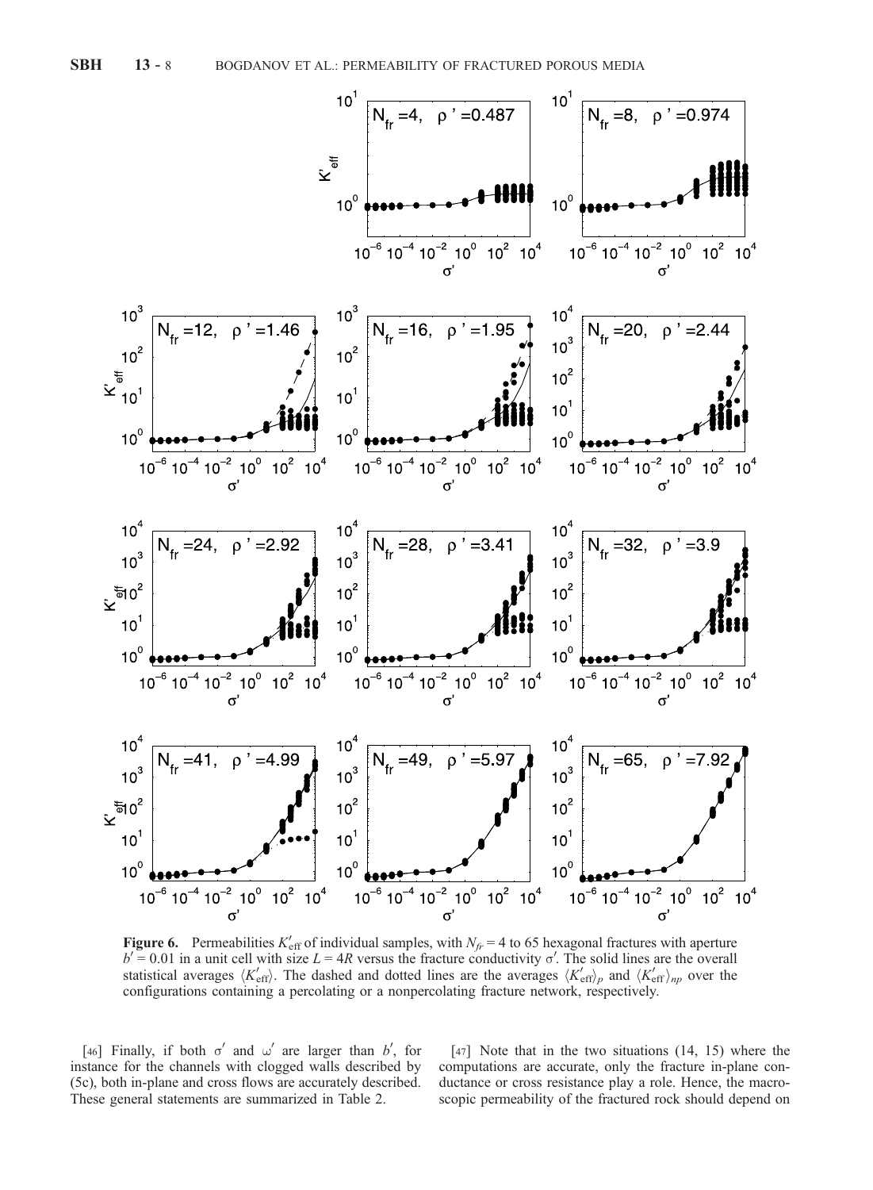**Figure 6.** Permeabilities $K'_{\rm eff}$ of individual samples, with $N_{fr} = 4$ to 65 hexagonal fractures with aperture $b' = 0.01$ in a unit cell with size $L = 4R$ versus the fracture conductivity $\sigma'$. The solid lines are the overall statistical averages $\langle K'_{\rm eff}\rangle$. The dashed and dotted lines are the averages $\langle K'_{\rm eff}\rangle_p$ and $\langle K'_{\rm eff}\rangle_{np}$ over the configurations containing a percolating or a nonpercolating fracture network, respectively.

[46] Finally, if both $\sigma'$ and $\omega'$ are larger than $b'$, for instance for the channels with clogged walls described by (5c), both in-plane and cross flows are accurately described. These general statements are summarized in Table 2.

[47] Note that in the two situations (14, 15) where the computations are accurate, only the fracture in-plane conductance or cross resistance play a role. Hence, the macroscopic permeability of the fractured rock should depend on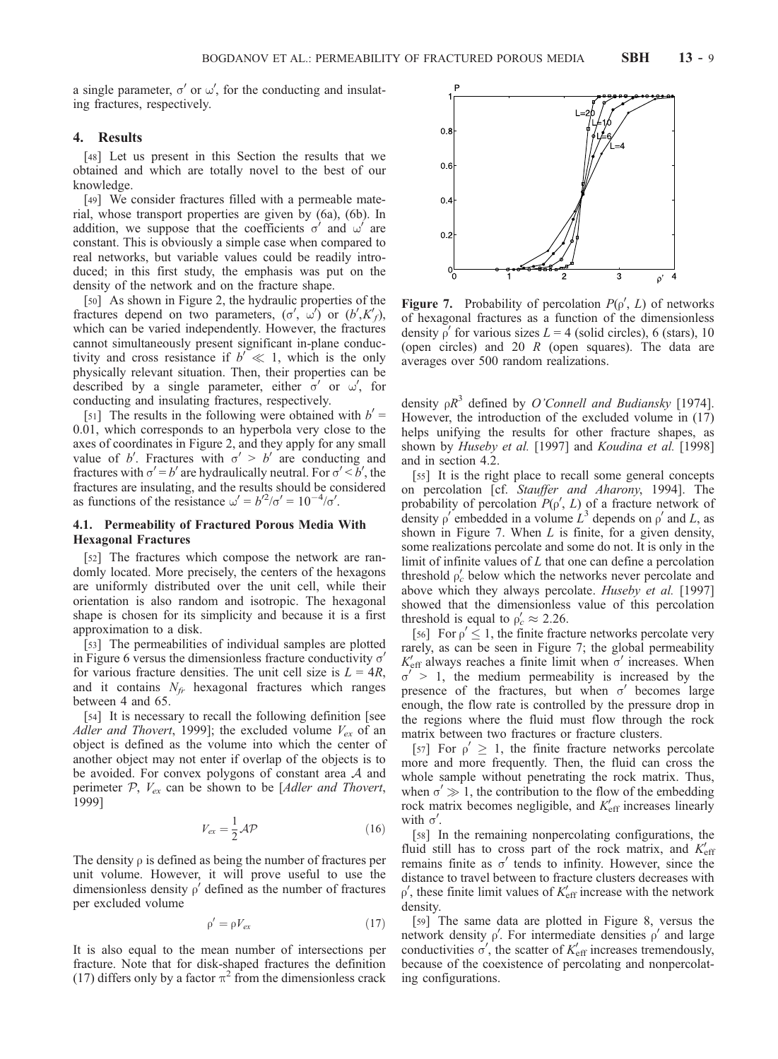a single parameter, $\sigma'$ or $\omega'$, for the conducting and insulating fractures, respectively.

## 4. Results

[48] Let us present in this Section the results that we obtained and which are totally novel to the best of our knowledge.

[49] We consider fractures filled with a permeable material, whose transport properties are given by (6a), (6b). In addition, we suppose that the coefficients $\sigma'$ and $\omega'$ are constant. This is obviously a simple case when compared to real networks, but variable values could be readily introduced; in this first study, the emphasis was put on the density of the network and on the fracture shape.

[50] As shown in Figure 2, the hydraulic properties of the fractures depend on two parameters, $(\sigma', \omega')$ or $(b', K'_f)$, which can be varied independently. However, the fractures cannot simultaneously present significant in-plane conductivity and cross resistance if $b' \ll 1$, which is the only physically relevant situation. Then, their properties can be described by a single parameter, either $\sigma'$ or $\omega'$, for conducting and insulating fractures, respectively.

[51] The results in the following were obtained with $b' = 0.01$, which corresponds to an hyperbola very close to the axes of coordinates in Figure 2, and they apply for any small value of $b'$. Fractures with $\sigma' > b'$ are conducting and fractures with $\sigma' = b'$ are hydraulically neutral. For $\sigma' < b'$, the fractures are insulating, and the results should be considered as functions of the resistance $\omega' = b'^2/\sigma' = 10^{-4}/\sigma'$.

### 4.1. Permeability of Fractured Porous Media With Hexagonal Fractures

[52] The fractures which compose the network are randomly located. More precisely, the centers of the hexagons are uniformly distributed over the unit cell, while their orientation is also random and isotropic. The hexagonal shape is chosen for its simplicity and because it is a first approximation to a disk.

[53] The permeabilities of individual samples are plotted in Figure 6 versus the dimensionless fracture conductivity $\sigma'$ for various fracture densities. The unit cell size is $L = 4R$, and it contains $N_{fr}$ hexagonal fractures which ranges between 4 and 65.

[54] It is necessary to recall the following definition [see *Adler and Thovert*, 1999]; the excluded volume $V_{ex}$ of an object is defined as the volume into which the center of another object may not enter if overlap of the objects is to be avoided. For convex polygons of constant area $\mathcal{A}$ and perimeter $\mathcal{P}$, $V_{ex}$ can be shown to be [*Adler and Thovert*, 1999]

$$V_{ex} = \frac{1}{2}\mathcal{A}\mathcal{P} \tag{16}$$

The density $\rho$ is defined as being the number of fractures per unit volume. However, it will prove useful to use the dimensionless density $\rho'$ defined as the number of fractures per excluded volume

$$\rho' = \rho V_{ex} \tag{17}$$

It is also equal to the mean number of intersections per fracture. Note that for disk-shaped fractures the definition (17) differs only by a factor $\pi^2$ from the dimensionless crack density $\rho R^3$ defined by *O'Connell and Budiansky* [1974]. However, the introduction of the excluded volume in (17) helps unifying the results for other fracture shapes, as shown by *Huseby et al.* [1997] and *Koudina et al.* [1998] and in section 4.2.

**Figure 7.** Probability of percolation $P(\rho', L)$ of networks of hexagonal fractures as a function of the dimensionless density $\rho'$ for various sizes $L = 4$ (solid circles), 6 (stars), 10 (open circles) and 20 $R$ (open squares). The data are averages over 500 random realizations.

[55] It is the right place to recall some general concepts on percolation [cf. *Stauffer and Aharony*, 1994]. The probability of percolation $P(\rho', L)$ of a fracture network of density $\rho'$ embedded in a volume $L^3$ depends on $\rho'$ and $L$, as shown in Figure 7. When $L$ is finite, for a given density, some realizations percolate and some do not. It is only in the limit of infinite values of $L$ that one can define a percolation threshold $\rho'_c$ below which the networks never percolate and above which they always percolate. *Huseby et al.* [1997] showed that the dimensionless value of this percolation threshold is equal to $\rho'_c \approx 2.26$.

[56] For $\rho' \leq 1$, the finite fracture networks percolate very rarely, as can be seen in Figure 7; the global permeability $K'_{\text{eff}}$ always reaches a finite limit when $\sigma'$ increases. When $\sigma' > 1$, the medium permeability is increased by the presence of the fractures, but when $\sigma'$ becomes large enough, the flow rate is controlled by the pressure drop in the regions where the fluid must flow through the rock matrix between two fractures or fracture clusters.

[57] For $\rho' \geq 1$, the finite fracture networks percolate more and more frequently. Then, the fluid can cross the whole sample without penetrating the rock matrix. Thus, when $\sigma' \gg 1$, the contribution to the flow of the embedding rock matrix becomes negligible, and $K'_{\text{eff}}$ increases linearly with $\sigma'$.

[58] In the remaining nonpercolating configurations, the fluid still has to cross part of the rock matrix, and $K'_{\text{eff}}$ remains finite as $\sigma'$ tends to infinity. However, since the distance to travel between to fracture clusters decreases with $\rho'$, these finite limit values of $K'_{\text{eff}}$ increase with the network density.

[59] The same data are plotted in Figure 8, versus the network density $\rho'$. For intermediate densities $\rho'$ and large conductivities $\sigma'$, the scatter of $K'_{\text{eff}}$ increases tremendously, because of the coexistence of percolating and nonpercolating configurations.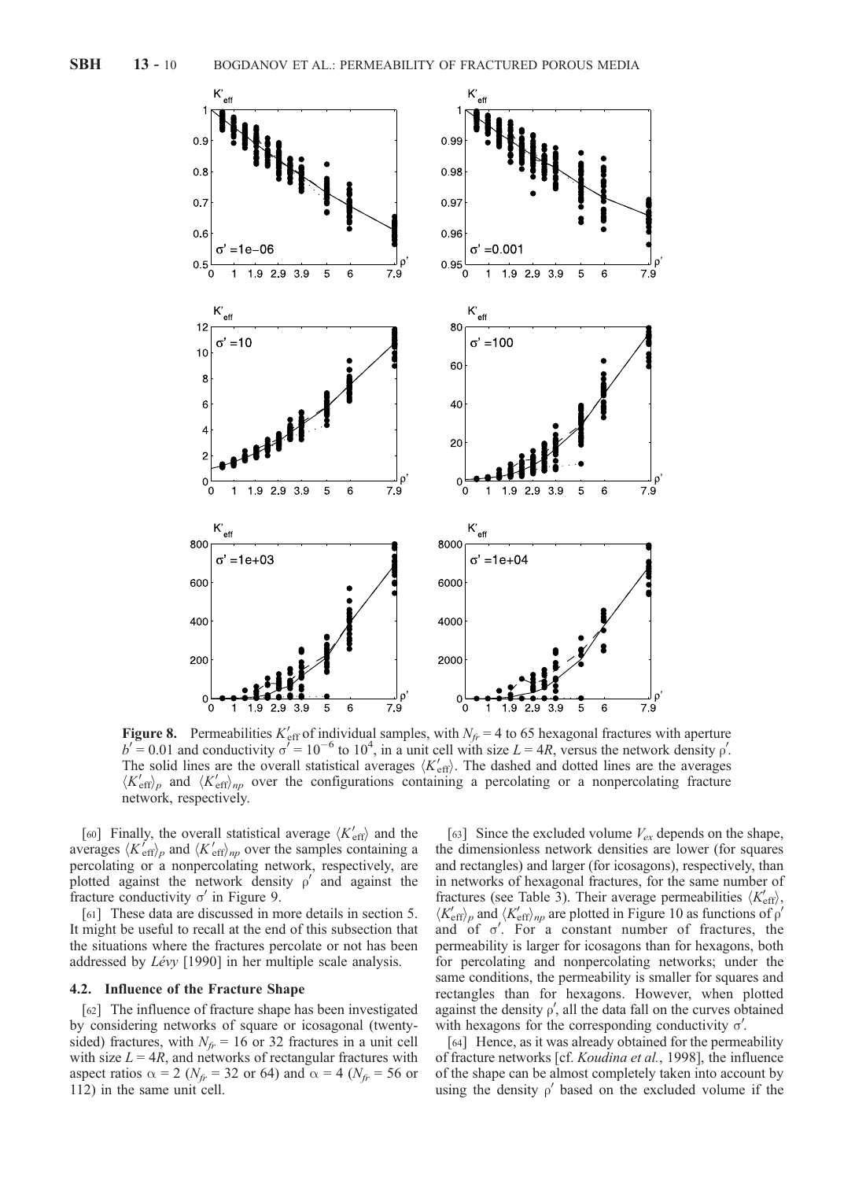**Figure 8.** Permeabilities $K'_{\text{eff}}$ of individual samples, with $N_{fr} = 4$ to 65 hexagonal fractures with aperture $b' = 0.01$ and conductivity $\sigma' = 10^{-6}$ to $10^4$, in a unit cell with size $L = 4R$, versus the network density $\rho'$. The solid lines are the overall statistical averages $\langle K'_{\text{eff}} \rangle$. The dashed and dotted lines are the averages $\langle K'_{\text{eff}} \rangle_p$ and $\langle K'_{\text{eff}} \rangle_{np}$ over the configurations containing a percolating or a nonpercolating fracture network, respectively.

[60] Finally, the overall statistical average $\langle K'_{\text{eff}} \rangle$ and the averages $\langle K'_{\text{eff}} \rangle_p$ and $\langle K'_{\text{eff}} \rangle_{np}$ over the samples containing a percolating or a nonpercolating network, respectively, are plotted against the network density $\rho'$ and against the fracture conductivity $\sigma'$ in Figure 9.

[61] These data are discussed in more details in section 5. It might be useful to recall at the end of this subsection that the situations where the fractures percolate or not has been addressed by *Lévy* [1990] in her multiple scale analysis.

### 4.2. Influence of the Fracture Shape

[62] The influence of fracture shape has been investigated by considering networks of square or icosagonal (twenty-sided) fractures, with $N_{fr} = 16$ or 32 fractures in a unit cell with size $L = 4R$, and networks of rectangular fractures with aspect ratios $\alpha = 2$ ($N_{fr} = 32$ or 64) and $\alpha = 4$ ($N_{fr} = 56$ or 112) in the same unit cell.

[63] Since the excluded volume $V_{ex}$ depends on the shape, the dimensionless network densities are lower (for squares and rectangles) and larger (for icosagons), respectively, than in networks of hexagonal fractures, for the same number of fractures (see Table 3). Their average permeabilities $\langle K'_{\text{eff}} \rangle$, $\langle K'_{\text{eff}} \rangle_p$ and $\langle K'_{\text{eff}} \rangle_{np}$ are plotted in Figure 10 as functions of $\rho'$ and of $\sigma'$. For a constant number of fractures, the permeability is larger for icosagons than for hexagons, both for percolating and nonpercolating networks; under the same conditions, the permeability is smaller for squares and rectangles than for hexagons. However, when plotted against the density $\rho'$, all the data fall on the curves obtained with hexagons for the corresponding conductivity $\sigma'$.

[64] Hence, as it was already obtained for the permeability of fracture networks [cf. *Koudina et al.*, 1998], the influence of the shape can be almost completely taken into account by using the density $\rho'$ based on the excluded volume if the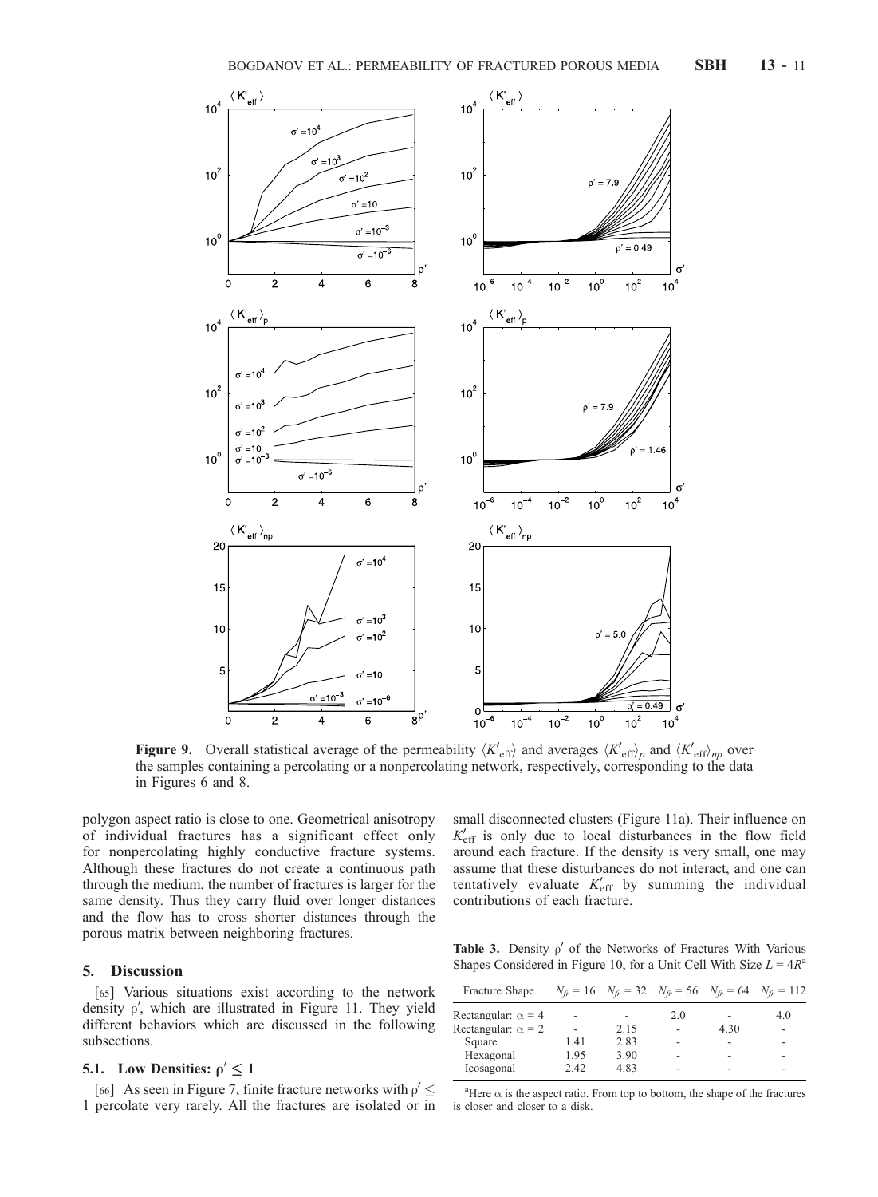**Figure 9.** Overall statistical average of the permeability $\langle K'_{\mathrm{eff}} \rangle$ and averages $\langle K'_{\mathrm{eff}} \rangle_p$ and $\langle K'_{\mathrm{eff}} \rangle_{np}$ over the samples containing a percolating or a nonpercolating network, respectively, corresponding to the data in Figures 6 and 8.

polygon aspect ratio is close to one. Geometrical anisotropy of individual fractures has a significant effect only for nonpercolating highly conductive fracture systems. Although these fractures do not create a continuous path through the medium, the number of fractures is larger for the same density. Thus they carry fluid over longer distances and the flow has to cross shorter distances through the porous matrix between neighboring fractures.

## 5. Discussion

[65] Various situations exist according to the network density $\rho'$, which are illustrated in Figure 11. They yield different behaviors which are discussed in the following subsections.

### 5.1. Low Densities: $\rho' \leq 1$

[66] As seen in Figure 7, finite fracture networks with $\rho' \leq 1$ percolate very rarely. All the fractures are isolated or in small disconnected clusters (Figure 11a). Their influence on $K'_{\mathrm{eff}}$ is only due to local disturbances in the flow field around each fracture. If the density is very small, one may assume that these disturbances do not interact, and one can tentatively evaluate $K'_{\mathrm{eff}}$ by summing the individual contributions of each fracture.

**Table 3.** Density $\rho'$ of the Networks of Fractures With Various Shapes Considered in Figure 10, for a Unit Cell With Size $L = 4R$[a]

| Fracture Shape | $N_{fr} = 16$ | $N_{fr} = 32$ | $N_{fr} = 56$ | $N_{fr} = 64$ | $N_{fr} = 112$ |
|---|---|---|---|---|---|
| Rectangular: $\alpha = 4$ | - | - | 2.0 | - | 4.0 |
| Rectangular: $\alpha = 2$ | - | 2.15 | - | 4.30 | - |
| Square | 1.41 | 2.83 | - | - | - |
| Hexagonal | 1.95 | 3.90 | - | - | - |
| Icosagonal | 2.42 | 4.83 | - | - | - |

[a]Here $\alpha$ is the aspect ratio. From top to bottom, the shape of the fractures is closer and closer to a disk.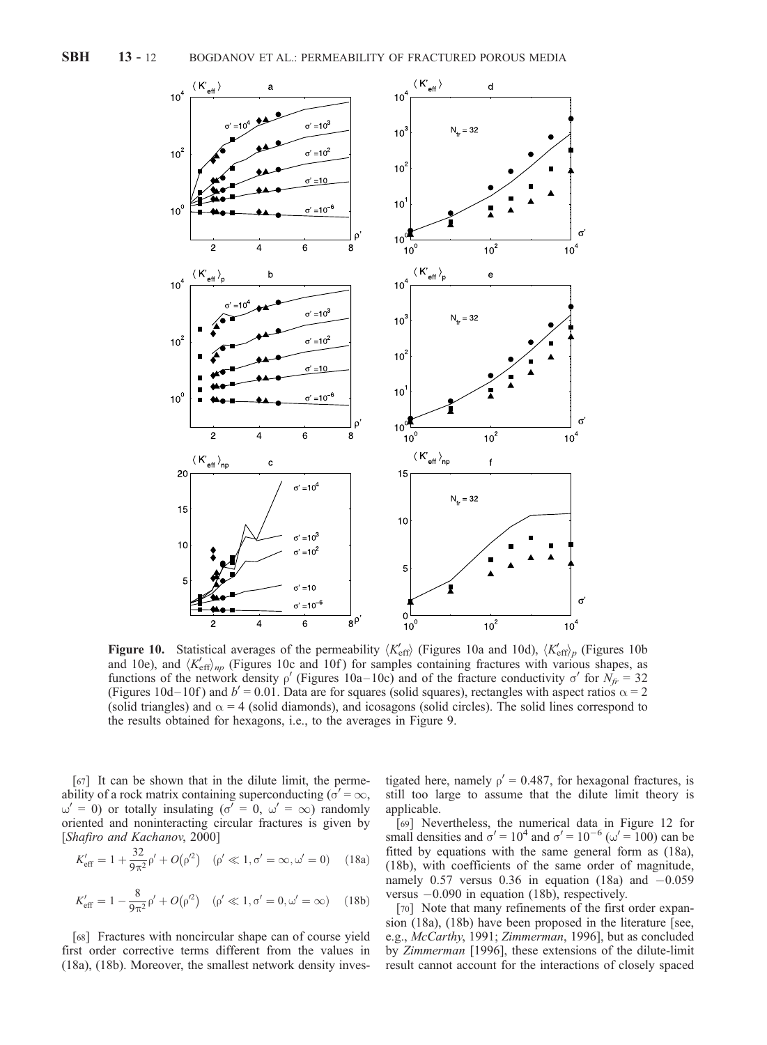**Figure 10.** Statistical averages of the permeability $\langle K'_{\text{eff}} \rangle$ (Figures 10a and 10d), $\langle K'_{\text{eff}} \rangle_p$ (Figures 10b and 10e), and $\langle K'_{\text{eff}} \rangle_{np}$ (Figures 10c and 10f) for samples containing fractures with various shapes, as functions of the network density $\rho'$ (Figures 10a–10c) and of the fracture conductivity $\sigma'$ for $N_{fr} = 32$ (Figures 10d–10f) and $b' = 0.01$. Data are for squares (solid squares), rectangles with aspect ratios $\alpha = 2$ (solid triangles) and $\alpha = 4$ (solid diamonds), and icosagons (solid circles). The solid lines correspond to the results obtained for hexagons, i.e., to the averages in Figure 9.

[67] It can be shown that in the dilute limit, the permeability of a rock matrix containing superconducting ($\sigma' = \infty$, $\omega' = 0$) or totally insulating ($\sigma' = 0$, $\omega' = \infty$) randomly oriented and noninteracting circular fractures is given by [*Shafiro and Kachanov*, 2000]

$$K'_{\text{eff}} = 1 + \frac{32}{9\pi^2}\rho' + O(\rho'^2) \quad (\rho' \ll 1, \sigma' = \infty, \omega' = 0) \qquad (18a)$$

$$K'_{\text{eff}} = 1 - \frac{8}{9\pi^2}\rho' + O(\rho'^2) \quad (\rho' \ll 1, \sigma' = 0, \omega' = \infty) \qquad (18b)$$

[68] Fractures with noncircular shape can of course yield first order corrective terms different from the values in (18a), (18b). Moreover, the smallest network density investigated here, namely $\rho' = 0.487$, for hexagonal fractures, is still too large to assume that the dilute limit theory is applicable.

[69] Nevertheless, the numerical data in Figure 12 for small densities and $\sigma' = 10^4$ and $\sigma' = 10^{-6}$ ($\omega' = 100$) can be fitted by equations with the same general form as (18a), (18b), with coefficients of the same order of magnitude, namely 0.57 versus 0.36 in equation (18a) and $-0.059$ versus $-0.090$ in equation (18b), respectively.

[70] Note that many refinements of the first order expansion (18a), (18b) have been proposed in the literature [see, e.g., *McCarthy*, 1991; *Zimmerman*, 1996], but as concluded by *Zimmerman* [1996], these extensions of the dilute-limit result cannot account for the interactions of closely spaced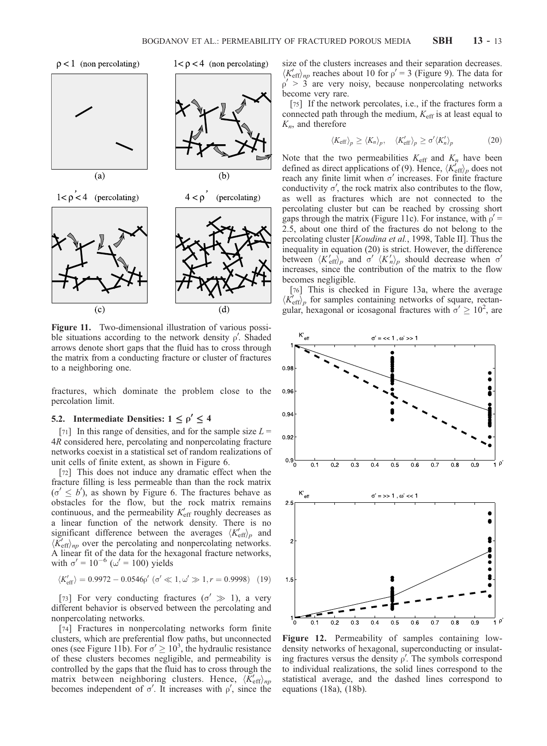Figure 11. Two-dimensional illustration of various possible situations according to the network density $\rho'$. Shaded arrows denote short gaps that the fluid has to cross through the matrix from a conducting fracture or cluster of fractures to a neighboring one.

fractures, which dominate the problem close to the percolation limit.

### 5.2. Intermediate Densities: $1 \leq \rho' \leq 4$

[71] In this range of densities, and for the sample size $L = 4R$ considered here, percolating and nonpercolating fracture networks coexist in a statistical set of random realizations of unit cells of finite extent, as shown in Figure 6.

[72] This does not induce any dramatic effect when the fracture filling is less permeable than than the rock matrix ($\sigma' \leq b'$), as shown by Figure 6. The fractures behave as obstacles for the flow, but the rock matrix remains continuous, and the permeability $K'_{\text{eff}}$ roughly decreases as a linear function of the network density. There is no significant difference between the averages $\langle K'_{\text{eff}} \rangle_p$ and $\langle K'_{\text{eff}} \rangle_{np}$ over the percolating and nonpercolating networks. A linear fit of the data for the hexagonal fracture networks, with $\sigma' = 10^{-6}$ ($\omega' = 100$) yields

$$\langle K'_{\text{eff}} \rangle = 0.9972 - 0.0546\rho' \; (\sigma' \ll 1, \omega' \gg 1, r = 0.9998) \quad (19)$$

[73] For very conducting fractures ($\sigma' \gg 1$), a very different behavior is observed between the percolating and nonpercolating networks.

[74] Fractures in nonpercolating networks form finite clusters, which are preferential flow paths, but unconnected ones (see Figure 11b). For $\sigma' \geq 10^3$, the hydraulic resistance of these clusters becomes negligible, and permeability is controlled by the gaps that the fluid has to cross through the matrix between neighboring clusters. Hence, $\langle K'_{\text{eff}} \rangle_{np}$ becomes independent of $\sigma'$. It increases with $\rho'$, since the size of the clusters increases and their separation decreases. $\langle K'_{\text{eff}} \rangle_{np}$ reaches about 10 for $\rho' = 3$ (Figure 9). The data for $\rho' > 3$ are very noisy, because nonpercolating networks become very rare.

[75] If the network percolates, i.e., if the fractures form a connected path through the medium, $K_{\text{eff}}$ is at least equal to $K_n$, and therefore

$$\langle K_{\text{eff}} \rangle_p \geq \langle K_n \rangle_p, \quad \langle K'_{\text{eff}} \rangle_p \geq \sigma' \langle K'_n \rangle_p \quad (20)$$

Note that the two permeabilities $K_{\text{eff}}$ and $K_n$ have been defined as direct applications of (9). Hence, $\langle K'_{\text{eff}} \rangle_p$ does not reach any finite limit when $\sigma'$ increases. For finite fracture conductivity $\sigma'$, the rock matrix also contributes to the flow, as well as fractures which are not connected to the percolating cluster but can be reached by crossing short gaps through the matrix (Figure 11c). For instance, with $\rho' = 2.5$, about one third of the fractures do not belong to the percolating cluster [*Koudina et al.*, 1998, Table II]. Thus the inequality in equation (20) is strict. However, the difference between $\langle K'_{\text{eff}} \rangle_p$ and $\sigma' \langle K'_n \rangle_p$ should decrease when $\sigma'$ increases, since the contribution of the matrix to the flow becomes negligible.

[76] This is checked in Figure 13a, where the average $\langle K'_{\text{eff}} \rangle_p$ for samples containing networks of square, rectangular, hexagonal or icosagonal fractures with $\sigma' \geq 10^2$, are

Figure 12. Permeability of samples containing low-density networks of hexagonal, superconducting or insulating fractures versus the density $\rho'$. The symbols correspond to individual realizations, the solid lines correspond to the statistical average, and the dashed lines correspond to equations (18a), (18b).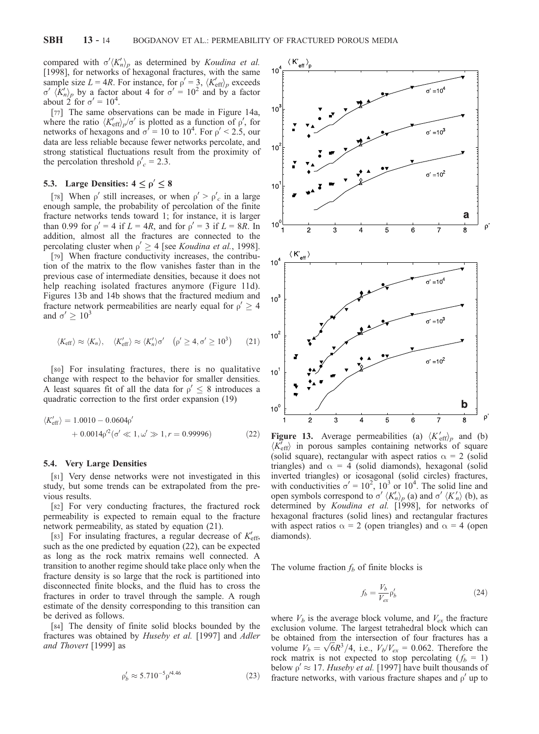compared with $\sigma'\langle K_n'\rangle_p$ as determined by *Koudina et al.* [1998], for networks of hexagonal fractures, with the same sample size $L = 4R$. For instance, for $\rho' = 3$, $\langle K_{\mathrm{eff}}'\rangle_p$ exceeds $\sigma'\langle K_n'\rangle_p$ by a factor about 4 for $\sigma' = 10^2$ and by a factor about 2 for $\sigma' = 10^4$.

[77] The same observations can be made in Figure 14a, where the ratio $\langle K_{\mathrm{eff}}'\rangle_p/\sigma'$ is plotted as a function of $\rho'$, for networks of hexagons and $\sigma' = 10$ to $10^4$. For $\rho' < 2.5$, our data are less reliable because fewer networks percolate, and strong statistical fluctuations result from the proximity of the percolation threshold $\rho_c' = 2.3$.

### 5.3. Large Densities: $4 \leq \rho' \leq 8$

[78] When $\rho'$ still increases, or when $\rho' > \rho_c'$ in a large enough sample, the probability of percolation of the finite fracture networks tends toward 1; for instance, it is larger than 0.99 for $\rho' = 4$ if $L = 4R$, and for $\rho' = 3$ if $L = 8R$. In addition, almost all the fractures are connected to the percolating cluster when $\rho' \geq 4$ [see *Koudina et al.*, 1998].

[79] When fracture conductivity increases, the contribution of the matrix to the flow vanishes faster than in the previous case of intermediate densities, because it does not help reaching isolated fractures anymore (Figure 11d). Figures 13b and 14b shows that the fractured medium and fracture network permeabilities are nearly equal for $\rho' \geq 4$ and $\sigma' \geq 10^3$

$$\langle K_{\mathrm{eff}}\rangle \approx \langle K_n\rangle, \quad \langle K_{\mathrm{eff}}'\rangle \approx \langle K_n'\rangle\sigma' \quad \left(\rho' \geq 4, \sigma' \geq 10^3\right) \tag{21}$$

[80] For insulating fractures, there is no qualitative change with respect to the behavior for smaller densities. A least squares fit of all the data for $\rho' \leq 8$ introduces a quadratic correction to the first order expansion (19)

$$\langle K_{\mathrm{eff}}'\rangle = 1.0010 - 0.0604\rho' + 0.0014\rho'^2 (\sigma' \ll 1, \omega' \gg 1, r = 0.99996) \tag{22}$$

### 5.4. Very Large Densities

[81] Very dense networks were not investigated in this study, but some trends can be extrapolated from the previous results.

[82] For very conducting fractures, the fractured rock permeability is expected to remain equal to the fracture network permeability, as stated by equation (21).

[83] For insulating fractures, a regular decrease of $K_{\mathrm{eff}}'$, such as the one predicted by equation (22), can be expected as long as the rock matrix remains well connected. A transition to another regime should take place only when the fracture density is so large that the rock is partitioned into disconnected finite blocks, and the fluid has to cross the fractures in order to travel through the sample. A rough estimate of the density corresponding to this transition can be derived as follows.

[84] The density of finite solid blocks bounded by the fractures was obtained by *Huseby et al.* [1997] and *Adler and Thovert* [1999] as

$$\rho_b' \approx 5.710^{-5}\rho'^{4.46} \tag{23}$$

**Figure 13.** Average permeabilities (a) $\langle K_{\mathrm{eff}}'\rangle_p$ and (b) $\langle K_{\mathrm{eff}}'\rangle$ in porous samples containing networks of square (solid square), rectangular with aspect ratios $\alpha = 2$ (solid triangles) and $\alpha = 4$ (solid diamonds), hexagonal (solid inverted triangles) or icosagonal (solid circles) fractures, with conductivities $\sigma' = 10^2$, $10^3$ or $10^4$. The solid line and open symbols correspond to $\sigma'\langle K_n'\rangle_p$ (a) and $\sigma'\langle K_n'\rangle$ (b), as determined by *Koudina et al.* [1998], for networks of hexagonal fractures (solid lines) and rectangular fractures with aspect ratios $\alpha = 2$ (open triangles) and $\alpha = 4$ (open diamonds).

The volume fraction $f_b$ of finite blocks is

$$f_b = \frac{V_b}{V_{ex}}\rho_b' \tag{24}$$

where $V_b$ is the average block volume, and $V_{ex}$ the fracture exclusion volume. The largest tetrahedral block which can be obtained from the intersection of four fractures has a volume $V_b = \sqrt{6}R^3/4$, i.e., $V_b/V_{ex} = 0.062$. Therefore the rock matrix is not expected to stop percolating ($f_b = 1$) below $\rho' \approx 17$. *Huseby et al.* [1997] have built thousands of fracture networks, with various fracture shapes and $\rho'$ up to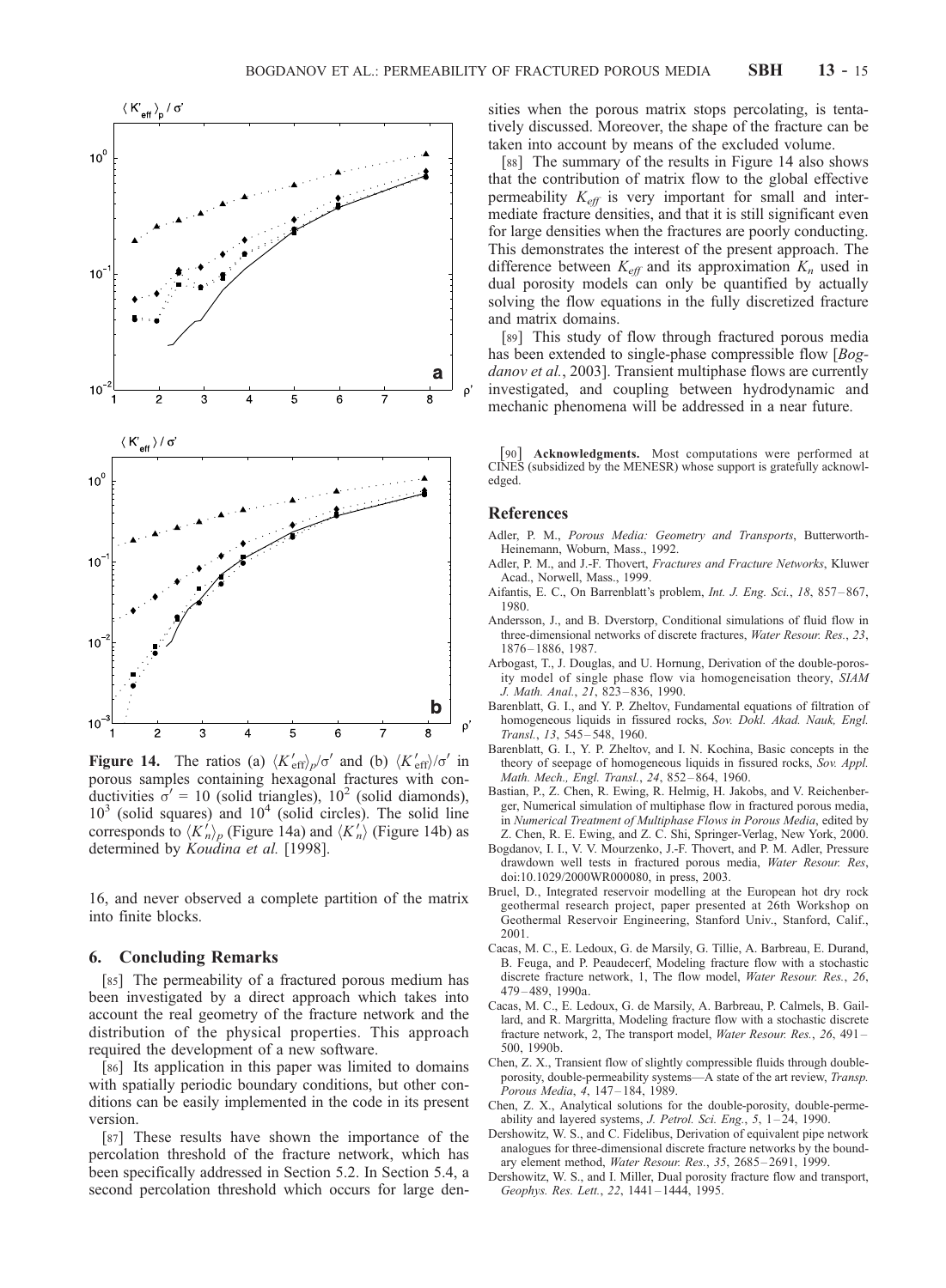**Figure 14.** The ratios (a) $\langle K'_{\text{eff}}\rangle_p/\sigma'$ and (b) $\langle K'_{\text{eff}}\rangle/\sigma'$ in porous samples containing hexagonal fractures with conductivities $\sigma' = 10$ (solid triangles), $10^2$ (solid diamonds), $10^3$ (solid squares) and $10^4$ (solid circles). The solid line corresponds to $\langle K'_n\rangle_p$ (Figure 14a) and $\langle K'_n\rangle$ (Figure 14b) as determined by *Koudina et al.* [1998].

16, and never observed a complete partition of the matrix into finite blocks.

## 6. Concluding Remarks

[85] The permeability of a fractured porous medium has been investigated by a direct approach which takes into account the real geometry of the fracture network and the distribution of the physical properties. This approach required the development of a new software.

[86] Its application in this paper was limited to domains with spatially periodic boundary conditions, but other conditions can be easily implemented in the code in its present version.

[87] These results have shown the importance of the percolation threshold of the fracture network, which has been specifically addressed in Section 5.2. In Section 5.4, a second percolation threshold which occurs for large densities when the porous matrix stops percolating, is tentatively discussed. Moreover, the shape of the fracture can be taken into account by means of the excluded volume.

[88] The summary of the results in Figure 14 also shows that the contribution of matrix flow to the global effective permeability $K_{eff}$ is very important for small and intermediate fracture densities, and that it is still significant even for large densities when the fractures are poorly conducting. This demonstrates the interest of the present approach. The difference between $K_{eff}$ and its approximation $K_n$ used in dual porosity models can only be quantified by actually solving the flow equations in the fully discretized fracture and matrix domains.

[89] This study of flow through fractured porous media has been extended to single-phase compressible flow [*Bogdanov et al.*, 2003]. Transient multiphase flows are currently investigated, and coupling between hydrodynamic and mechanic phenomena will be addressed in a near future.

[90] **Acknowledgments.** Most computations were performed at CINES (subsidized by the MENESR) whose support is gratefully acknowledged.

## References

Adler, P. M., *Porous Media: Geometry and Transports*, Butterworth-Heinemann, Woburn, Mass., 1992.

Adler, P. M., and J.-F. Thovert, *Fractures and Fracture Networks*, Kluwer Acad., Norwell, Mass., 1999.

Aifantis, E. C., On Barrenblatt's problem, *Int. J. Eng. Sci.*, *18*, 857–867, 1980.

Andersson, J., and B. Dverstorp, Conditional simulations of fluid flow in three-dimensional networks of discrete fractures, *Water Resour. Res.*, *23*, 1876–1886, 1987.

Arbogast, T., J. Douglas, and U. Hornung, Derivation of the double-porosity model of single phase flow via homogeneisation theory, *SIAM J. Math. Anal.*, *21*, 823–836, 1990.

Barenblatt, G. I., and Y. P. Zheltov, Fundamental equations of filtration of homogeneous liquids in fissured rocks, *Sov. Dokl. Akad. Nauk, Engl. Transl.*, *13*, 545–548, 1960.

Barenblatt, G. I., Y. P. Zheltov, and I. N. Kochina, Basic concepts in the theory of seepage of homogeneous liquids in fissured rocks, *Sov. Appl. Math. Mech., Engl. Transl.*, *24*, 852–864, 1960.

Bastian, P., Z. Chen, R. Ewing, R. Helmig, H. Jakobs, and V. Reichenberger, Numerical simulation of multiphase flow in fractured porous media, in *Numerical Treatment of Multiphase Flows in Porous Media*, edited by Z. Chen, R. E. Ewing, and Z. C. Shi, Springer-Verlag, New York, 2000.

Bogdanov, I. I., V. V. Mourzenko, J.-F. Thovert, and P. M. Adler, Pressure drawdown well tests in fractured porous media, *Water Resour. Res*, doi:10.1029/2000WR000080, in press, 2003.

Bruel, D., Integrated reservoir modelling at the European hot dry rock geothermal research project, paper presented at 26th Workshop on Geothermal Reservoir Engineering, Stanford Univ., Stanford, Calif., 2001.

Cacas, M. C., E. Ledoux, G. de Marsily, G. Tillie, A. Barbreau, E. Durand, B. Feuga, and P. Peaudecerf, Modeling fracture flow with a stochastic discrete fracture network, 1, The flow model, *Water Resour. Res.*, *26*, 479–489, 1990a.

Cacas, M. C., E. Ledoux, G. de Marsily, A. Barbreau, P. Calmels, B. Gaillard, and R. Margritta, Modeling fracture flow with a stochastic discrete fracture network, 2, The transport model, *Water Resour. Res.*, *26*, 491–500, 1990b.

Chen, Z. X., Transient flow of slightly compressible fluids through double-porosity, double-permeability systems—A state of the art review, *Transp. Porous Media*, *4*, 147–184, 1989.

Chen, Z. X., Analytical solutions for the double-porosity, double-permeability and layered systems, *J. Petrol. Sci. Eng.*, *5*, 1–24, 1990.

Dershowitz, W. S., and C. Fidelibus, Derivation of equivalent pipe network analogues for three-dimensional discrete fracture networks by the boundary element method, *Water Resour. Res.*, *35*, 2685–2691, 1999.

Dershowitz, W. S., and I. Miller, Dual porosity fracture flow and transport, *Geophys. Res. Lett.*, *22*, 1441–1444, 1995.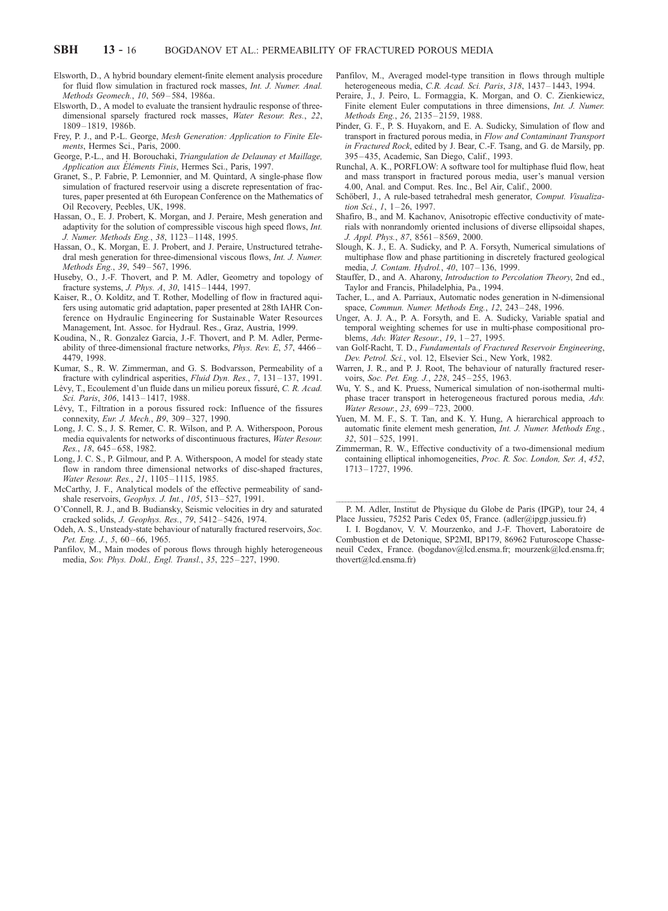Elsworth, D., A hybrid boundary element-finite element analysis procedure for fluid flow simulation in fractured rock masses, *Int. J. Numer. Anal. Methods Geomech.*, *10*, 569–584, 1986a.

Elsworth, D., A model to evaluate the transient hydraulic response of three-dimensional sparsely fractured rock masses, *Water Resour. Res.*, *22*, 1809–1819, 1986b.

Frey, P. J., and P.-L. George, *Mesh Generation: Application to Finite Elements*, Hermes Sci., Paris, 2000.

George, P.-L., and H. Borouchaki, *Triangulation de Delaunay et Maillage, Application aux Éléments Finis*, Hermes Sci., Paris, 1997.

Granet, S., P. Fabrie, P. Lemonnier, and M. Quintard, A single-phase flow simulation of fractured reservoir using a discrete representation of fractures, paper presented at 6th European Conference on the Mathematics of Oil Recovery, Peebles, UK, 1998.

Hassan, O., E. J. Probert, K. Morgan, and J. Peraire, Mesh generation and adaptivity for the solution of compressible viscous high speed flows, *Int. J. Numer. Methods Eng.*, *38*, 1123–1148, 1995.

Hassan, O., K. Morgan, E. J. Probert, and J. Peraire, Unstructured tetrahedral mesh generation for three-dimensional viscous flows, *Int. J. Numer. Methods Eng.*, *39*, 549–567, 1996.

Huseby, O., J.-F. Thovert, and P. M. Adler, Geometry and topology of fracture systems, *J. Phys. A*, *30*, 1415–1444, 1997.

Kaiser, R., O. Kolditz, and T. Rother, Modelling of flow in fractured aquifers using automatic grid adaptation, paper presented at 28th IAHR Conference on Hydraulic Engineering for Sustainable Water Resources Management, Int. Assoc. for Hydraul. Res., Graz, Austria, 1999.

Koudina, N., R. Gonzalez Garcia, J.-F. Thovert, and P. M. Adler, Permeability of three-dimensional fracture networks, *Phys. Rev. E*, *57*, 4466–4479, 1998.

Kumar, S., R. W. Zimmerman, and G. S. Bodvarsson, Permeability of a fracture with cylindrical asperities, *Fluid Dyn. Res.*, *7*, 131–137, 1991.

Lévy, T., Ecoulement d'un fluide dans un milieu poreux fissuré, *C. R. Acad. Sci. Paris*, *306*, 1413–1417, 1988.

Lévy, T., Filtration in a porous fissured rock: Influence of the fissures connexity, *Eur. J. Mech.*, *B9*, 309–327, 1990.

Long, J. C. S., J. S. Remer, C. R. Wilson, and P. A. Witherspoon, Porous media equivalents for networks of discontinuous fractures, *Water Resour. Res.*, *18*, 645–658, 1982.

Long, J. C. S., P. Gilmour, and P. A. Witherspoon, A model for steady state flow in random three dimensional networks of disc-shaped fractures, *Water Resour. Res.*, *21*, 1105–1115, 1985.

McCarthy, J. F., Analytical models of the effective permeability of sand-shale reservoirs, *Geophys. J. Int.*, *105*, 513–527, 1991.

O'Connell, R. J., and B. Budiansky, Seismic velocities in dry and saturated cracked solids, *J. Geophys. Res.*, *79*, 5412–5426, 1974.

Odeh, A. S., Unsteady-state behaviour of naturally fractured reservoirs, *Soc. Pet. Eng. J.*, *5*, 60–66, 1965.

Panfilov, M., Main modes of porous flows through highly heterogeneous media, *Sov. Phys. Dokl., Engl. Transl.*, *35*, 225–227, 1990.

Panfilov, M., Averaged model-type transition in flows through multiple heterogeneous media, *C.R. Acad. Sci. Paris*, *318*, 1437–1443, 1994.

Peraire, J., J. Peiro, L. Formaggia, K. Morgan, and O. C. Zienkiewicz, Finite element Euler computations in three dimensions, *Int. J. Numer. Methods Eng.*, *26*, 2135–2159, 1988.

Pinder, G. F., P. S. Huyakorn, and E. A. Sudicky, Simulation of flow and transport in fractured porous media, in *Flow and Contaminant Transport in Fractured Rock*, edited by J. Bear, C.-F. Tsang, and G. de Marsily, pp. 395–435, Academic, San Diego, Calif., 1993.

Runchal, A. K., PORFLOW: A software tool for multiphase fluid flow, heat and mass transport in fractured porous media, user's manual version 4.00, Anal. and Comput. Res. Inc., Bel Air, Calif., 2000.

Schöberl, J., A rule-based tetrahedral mesh generator, *Comput. Visualization Sci.*, *1*, 1–26, 1997.

Shafiro, B., and M. Kachanov, Anisotropic effective conductivity of materials with nonrandomly oriented inclusions of diverse ellipsoidal shapes, *J. Appl. Phys.*, *87*, 8561–8569, 2000.

Slough, K. J., E. A. Sudicky, and P. A. Forsyth, Numerical simulations of multiphase flow and phase partitioning in discretely fractured geological media, *J. Contam. Hydrol.*, *40*, 107–136, 1999.

Stauffer, D., and A. Aharony, *Introduction to Percolation Theory*, 2nd ed., Taylor and Francis, Philadelphia, Pa., 1994.

Tacher, L., and A. Parriaux, Automatic nodes generation in N-dimensional space, *Commun. Numer. Methods Eng.*, *12*, 243–248, 1996.

Unger, A. J. A., P. A. Forsyth, and E. A. Sudicky, Variable spatial and temporal weighting schemes for use in multi-phase compositional problems, *Adv. Water Resour.*, *19*, 1–27, 1995.

van Golf-Racht, T. D., *Fundamentals of Fractured Reservoir Engineering*, *Dev. Petrol. Sci.*, vol. 12, Elsevier Sci., New York, 1982.

Warren, J. R., and P. J. Root, The behaviour of naturally fractured reservoirs, *Soc. Pet. Eng. J.*, *228*, 245–255, 1963.

Wu, Y. S., and K. Pruess, Numerical simulation of non-isothermal multiphase tracer transport in heterogeneous fractured porous media, *Adv. Water Resour.*, *23*, 699–723, 2000.

Yuen, M. M. F., S. T. Tan, and K. Y. Hung, A hierarchical approach to automatic finite element mesh generation, *Int. J. Numer. Methods Eng.*, *32*, 501–525, 1991.

Zimmerman, R. W., Effective conductivity of a two-dimensional medium containing elliptical inhomogeneities, *Proc. R. Soc. London, Ser. A*, *452*, 1713–1727, 1996.

---

P. M. Adler, Institut de Physique du Globe de Paris (IPGP), tour 24, 4 Place Jussieu, 75252 Paris Cedex 05, France. (adler@ipgp.jussieu.fr)

I. I. Bogdanov, V. V. Mourzenko, and J.-F. Thovert, Laboratoire de Combustion et de Detonique, SP2MI, BP179, 86962 Futuroscope Chasseneuil Cedex, France. (bogdanov@lcd.ensma.fr; mourzenk@lcd.ensma.fr; thovert@lcd.ensma.fr)